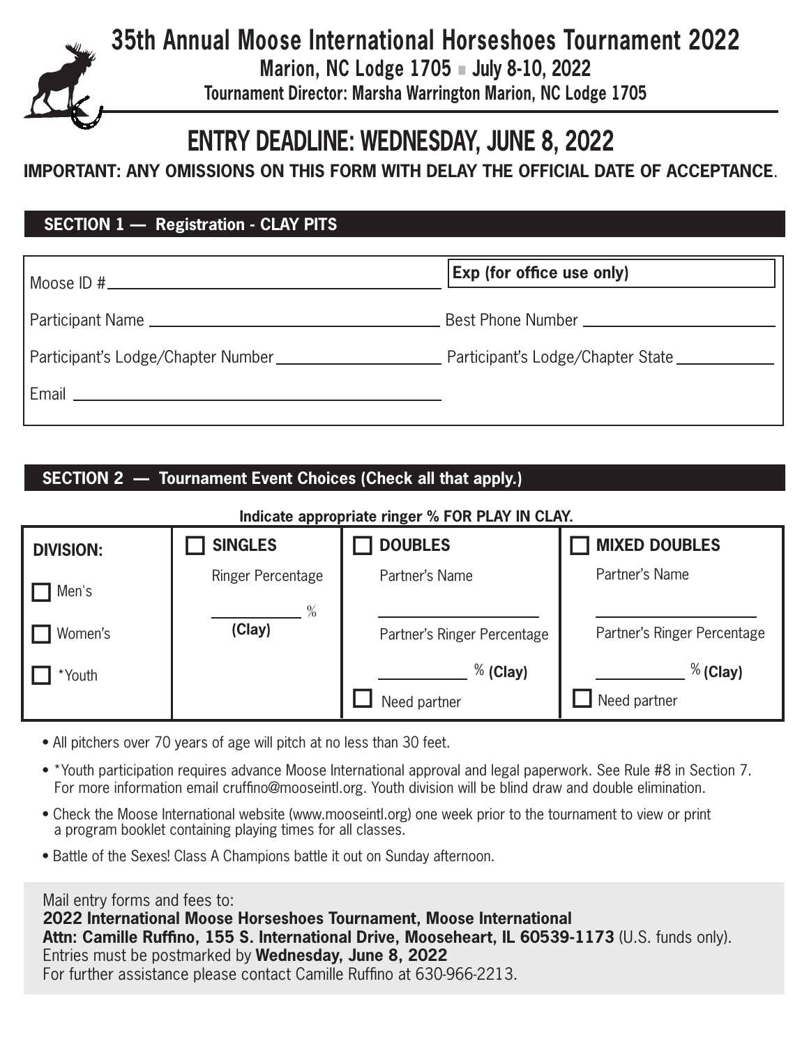# 35th Annual Moose International Horseshoes Tournament 2022

**Marion, NC Lodge 1705 ■ July 8-10, 2022**

**Tournament Director: Marsha Warrington Marion, NC Lodge 1705**

# ENTRY DEADLINE: WEDNESDAY, JUNE 8, 2022

**IMPORTANT: ANY OMISSIONS ON THIS FORM WITH DELAY THE OFFICIAL DATE OF ACCEPTANCE**.

## SECTION 1 — Registration - CLAY PITS

| | |
|---|---|
| Moose ID #\_\_\_\_\_\_\_\_\_\_\_\_\_\_\_\_ | **Exp (for office use only)** |
| Participant Name \_\_\_\_\_\_\_\_\_\_\_\_\_\_\_\_ | Best Phone Number \_\_\_\_\_\_\_\_\_\_\_\_\_\_\_\_ |
| Participant's Lodge/Chapter Number \_\_\_\_\_\_\_\_\_\_\_\_\_\_\_\_ | Participant's Lodge/Chapter State \_\_\_\_\_\_\_\_\_\_\_\_\_\_\_\_ |
| Email \_\_\_\_\_\_\_\_\_\_\_\_\_\_\_\_ | |

## SECTION 2 — Tournament Event Choices (Check all that apply.)

**Indicate appropriate ringer % FOR PLAY IN CLAY.**

| **DIVISION:** | ☐ **SINGLES** | ☐ **DOUBLES** | ☐ **MIXED DOUBLES** |
|---|---|---|---|
| ☐ Men's | Ringer Percentage | Partner's Name | Partner's Name |
| ☐ Women's | \_\_\_\_\_\_\_\_ % **(Clay)** | \_\_\_\_\_\_\_\_\_\_\_\_ | \_\_\_\_\_\_\_\_\_\_\_\_ |
| ☐ *Youth | | Partner's Ringer Percentage | Partner's Ringer Percentage |
| | | \_\_\_\_\_\_\_\_ % **(Clay)** | \_\_\_\_\_\_\_\_ % **(Clay)** |
| | | ☐ Need partner | ☐ Need partner |

- All pitchers over 70 years of age will pitch at no less than 30 feet.
- *Youth participation requires advance Moose International approval and legal paperwork. See Rule #8 in Section 7. For more information email cruffino@mooseintl.org. Youth division will be blind draw and double elimination.
- Check the Moose International website (www.mooseintl.org) one week prior to the tournament to view or print a program booklet containing playing times for all classes.
- Battle of the Sexes! Class A Champions battle it out on Sunday afternoon.

Mail entry forms and fees to:
**2022 International Moose Horseshoes Tournament, Moose International**
**Attn: Camille Ruffino, 155 S. International Drive, Mooseheart, IL 60539-1173** (U.S. funds only).
Entries must be postmarked by **Wednesday, June 8, 2022**
For further assistance please contact Camille Ruffino at 630-966-2213.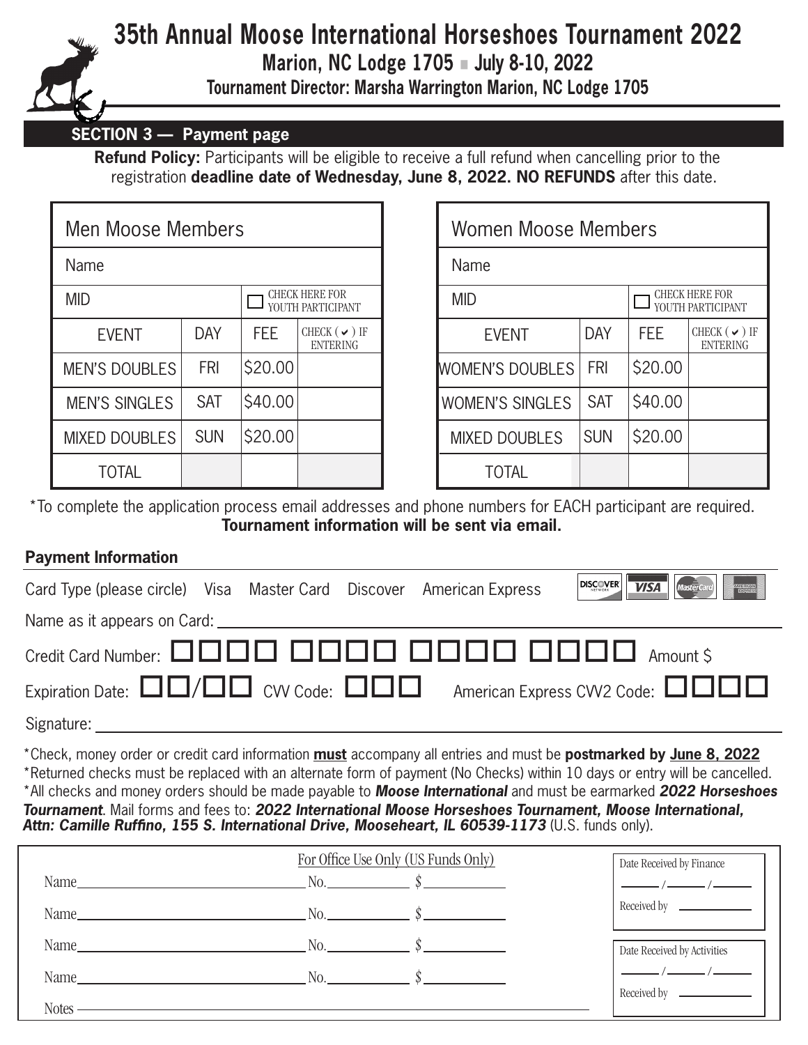# 35th Annual Moose International Horseshoes Tournament 2022

**Marion, NC Lodge 1705 ▪ July 8-10, 2022**

**Tournament Director: Marsha Warrington Marion, NC Lodge 1705**

## SECTION 3 — Payment page

**Refund Policy:** Participants will be eligible to receive a full refund when cancelling prior to the registration **deadline date of Wednesday, June 8, 2022. NO REFUNDS** after this date.

| Men Moose Members | | | |
|---|---|---|---|
| Name | | | |
| MID | | ☐ CHECK HERE FOR YOUTH PARTICIPANT | |
| EVENT | DAY | FEE | CHECK (✔) IF ENTERING |
| MEN'S DOUBLES | FRI | $20.00 | |
| MEN'S SINGLES | SAT | $40.00 | |
| MIXED DOUBLES | SUN | $20.00 | |
| TOTAL | | | |

| Women Moose Members | | | |
|---|---|---|---|
| Name | | | |
| MID | | ☐ CHECK HERE FOR YOUTH PARTICIPANT | |
| EVENT | DAY | FEE | CHECK (✔) IF ENTERING |
| WOMEN'S DOUBLES | FRI | $20.00 | |
| WOMEN'S SINGLES | SAT | $40.00 | |
| MIXED DOUBLES | SUN | $20.00 | |
| TOTAL | | | |

*To complete the application process email addresses and phone numbers for EACH participant are required. **Tournament information will be sent via email.**

### Payment Information

Card Type (please circle) Visa Master Card Discover American Express

Name as it appears on Card: ______________________

Credit Card Number: ☐☐☐☐ ☐☐☐☐ ☐☐☐☐ ☐☐☐☐ Amount $

Expiration Date: ☐☐/☐☐ CVV Code: ☐☐☐ American Express CVV2 Code: ☐☐☐☐

Signature: ______________________

*Check, money order or credit card information **must** accompany all entries and must be **postmarked by June 8, 2022**

*Returned checks must be replaced with an alternate form of payment (No Checks) within 10 days or entry will be cancelled.

*All checks and money orders should be made payable to ***Moose International*** and must be earmarked ***2022 Horseshoes Tournament***. Mail forms and fees to: ***2022 International Moose Horseshoes Tournament, Moose International, Attn: Camille Ruffino, 155 S. International Drive, Mooseheart, IL 60539-1173*** (U.S. funds only).

For Office Use Only (US Funds Only)

Name ______________ No. ________ $ ________

Name ______________ No. ________ $ ________

Name ______________ No. ________ $ ________

Name ______________ No. ________ $ ________

Notes ______________

Date Received by Finance ____/____/____

Received by ________

Date Received by Activities ____/____/____

Received by ________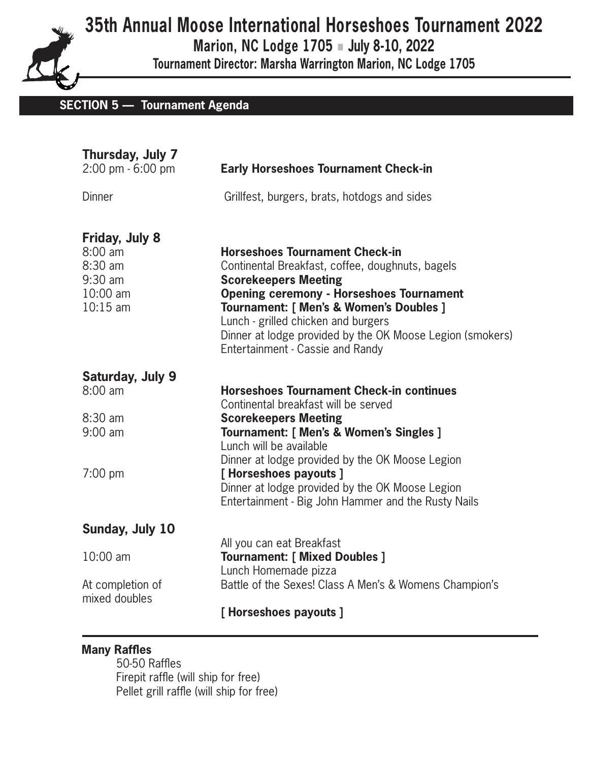# 35th Annual Moose International Horseshoes Tournament 2022

**Marion, NC Lodge 1705 ■ July 8-10, 2022**

**Tournament Director: Marsha Warrington Marion, NC Lodge 1705**

## SECTION 5 — Tournament Agenda

### Thursday, July 7

| | |
|---|---|
| 2:00 pm - 6:00 pm | **Early Horseshoes Tournament Check-in** |
| Dinner | Grillfest, burgers, brats, hotdogs and sides |

### Friday, July 8

| | |
|---|---|
| 8:00 am | **Horseshoes Tournament Check-in** |
| 8:30 am | Continental Breakfast, coffee, doughnuts, bagels |
| 9:30 am | **Scorekeepers Meeting** |
| 10:00 am | **Opening ceremony - Horseshoes Tournament** |
| 10:15 am | **Tournament: [ Men's & Women's Doubles ]** |
| | Lunch - grilled chicken and burgers |
| | Dinner at lodge provided by the OK Moose Legion (smokers) |
| | Entertainment - Cassie and Randy |

### Saturday, July 9

| | |
|---|---|
| 8:00 am | **Horseshoes Tournament Check-in continues** |
| | Continental breakfast will be served |
| 8:30 am | **Scorekeepers Meeting** |
| 9:00 am | **Tournament: [ Men's & Women's Singles ]** |
| | Lunch will be available |
| | Dinner at lodge provided by the OK Moose Legion |
| 7:00 pm | **[ Horseshoes payouts ]** |
| | Dinner at lodge provided by the OK Moose Legion |
| | Entertainment - Big John Hammer and the Rusty Nails |

### Sunday, July 10

| | |
|---|---|
| | All you can eat Breakfast |
| 10:00 am | **Tournament: [ Mixed Doubles ]** |
| | Lunch Homemade pizza |
| At completion of mixed doubles | Battle of the Sexes! Class A Men's & Womens Champion's |
| | **[ Horseshoes payouts ]** |

**Many Raffles**

50-50 Raffles
Firepit raffle (will ship for free)
Pellet grill raffle (will ship for free)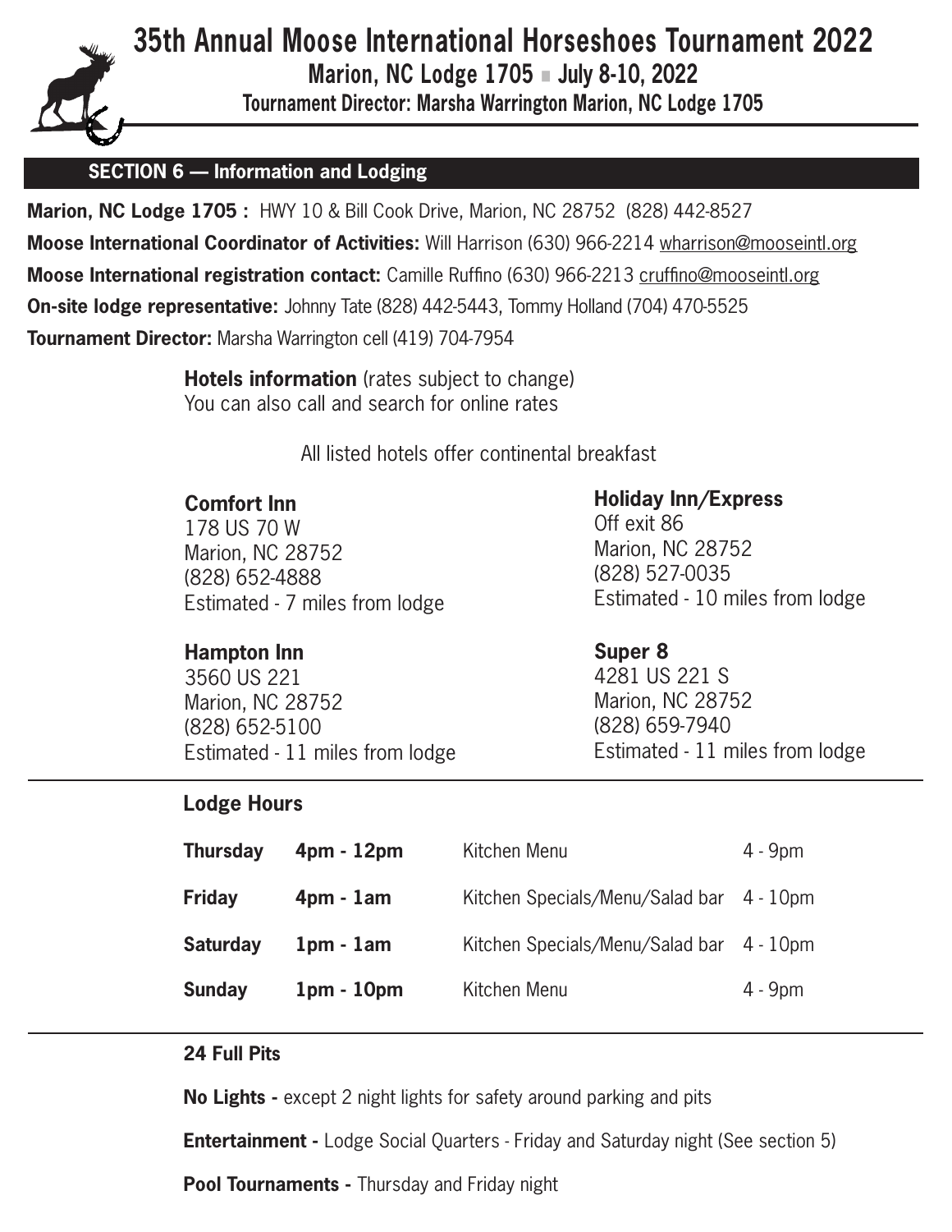# 35th Annual Moose International Horseshoes Tournament 2022

**Marion, NC Lodge 1705 ■ July 8-10, 2022**

**Tournament Director: Marsha Warrington Marion, NC Lodge 1705**

## SECTION 6 — Information and Lodging

**Marion, NC Lodge 1705 :** HWY 10 & Bill Cook Drive, Marion, NC 28752 (828) 442-8527

**Moose International Coordinator of Activities:** Will Harrison (630) 966-2214 wharrison@mooseintl.org

**Moose International registration contact:** Camille Ruffino (630) 966-2213 cruffino@mooseintl.org

**On-site lodge representative:** Johnny Tate (828) 442-5443, Tommy Holland (704) 470-5525

**Tournament Director:** Marsha Warrington cell (419) 704-7954

**Hotels information** (rates subject to change)
You can also call and search for online rates

All listed hotels offer continental breakfast

**Comfort Inn**
178 US 70 W
Marion, NC 28752
(828) 652-4888
Estimated - 7 miles from lodge

**Hampton Inn**
3560 US 221
Marion, NC 28752
(828) 652-5100
Estimated - 11 miles from lodge

**Holiday Inn/Express**
Off exit 86
Marion, NC 28752
(828) 527-0035
Estimated - 10 miles from lodge

**Super 8**
4281 US 221 S
Marion, NC 28752
(828) 659-7940
Estimated - 11 miles from lodge

### Lodge Hours

| | | | |
|---|---|---|---|
| **Thursday** | **4pm - 12pm** | Kitchen Menu | 4 - 9pm |
| **Friday** | **4pm - 1am** | Kitchen Specials/Menu/Salad bar | 4 - 10pm |
| **Saturday** | **1pm - 1am** | Kitchen Specials/Menu/Salad bar | 4 - 10pm |
| **Sunday** | **1pm - 10pm** | Kitchen Menu | 4 - 9pm |

**24 Full Pits**

**No Lights -** except 2 night lights for safety around parking and pits

**Entertainment -** Lodge Social Quarters - Friday and Saturday night (See section 5)

**Pool Tournaments -** Thursday and Friday night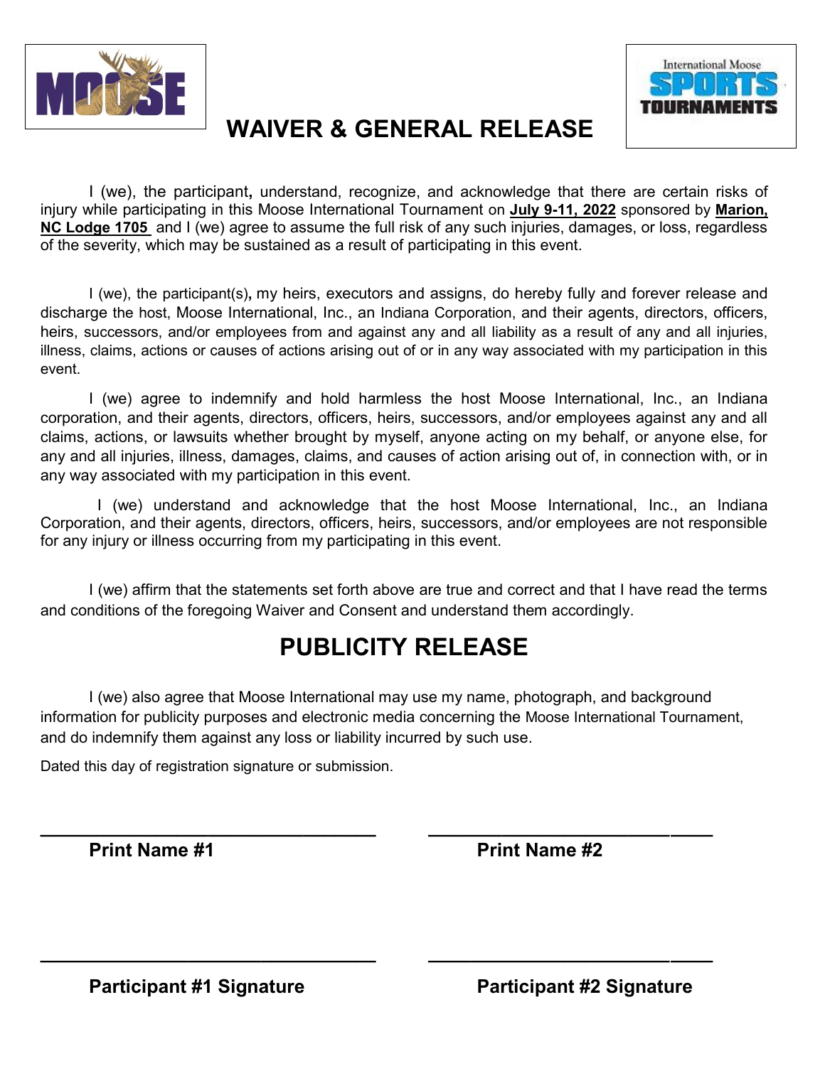# WAIVER & GENERAL RELEASE

I (we), the participant, understand, recognize, and acknowledge that there are certain risks of injury while participating in this Moose International Tournament on **July 9-11, 2022** sponsored by **Marion, NC Lodge 1705** and I (we) agree to assume the full risk of any such injuries, damages, or loss, regardless of the severity, which may be sustained as a result of participating in this event.

I (we), the participant(s), my heirs, executors and assigns, do hereby fully and forever release and discharge the host, Moose International, Inc., an Indiana Corporation, and their agents, directors, officers, heirs, successors, and/or employees from and against any and all liability as a result of any and all injuries, illness, claims, actions or causes of actions arising out of or in any way associated with my participation in this event.

I (we) agree to indemnify and hold harmless the host Moose International, Inc., an Indiana corporation, and their agents, directors, officers, heirs, successors, and/or employees against any and all claims, actions, or lawsuits whether brought by myself, anyone acting on my behalf, or anyone else, for any and all injuries, illness, damages, claims, and causes of action arising out of, in connection with, or in any way associated with my participation in this event.

I (we) understand and acknowledge that the host Moose International, Inc., an Indiana Corporation, and their agents, directors, officers, heirs, successors, and/or employees are not responsible for any injury or illness occurring from my participating in this event.

I (we) affirm that the statements set forth above are true and correct and that I have read the terms and conditions of the foregoing Waiver and Consent and understand them accordingly.

# PUBLICITY RELEASE

I (we) also agree that Moose International may use my name, photograph, and background information for publicity purposes and electronic media concerning the Moose International Tournament, and do indemnify them against any loss or liability incurred by such use.

Dated this day of registration signature or submission.

\_\_\_\_\_\_\_\_\_\_\_\_\_\_\_\_\_\_\_\_\_\_\_\_\_\_\_\_\_\_ \_\_\_\_\_\_\_\_\_\_\_\_\_\_\_\_\_\_\_\_\_\_\_\_\_\_\_\_\_\_

**Print Name #1** **Print Name #2**

\_\_\_\_\_\_\_\_\_\_\_\_\_\_\_\_\_\_\_\_\_\_\_\_\_\_\_\_\_\_ \_\_\_\_\_\_\_\_\_\_\_\_\_\_\_\_\_\_\_\_\_\_\_\_\_\_\_\_\_\_

**Participant #1 Signature** **Participant #2 Signature**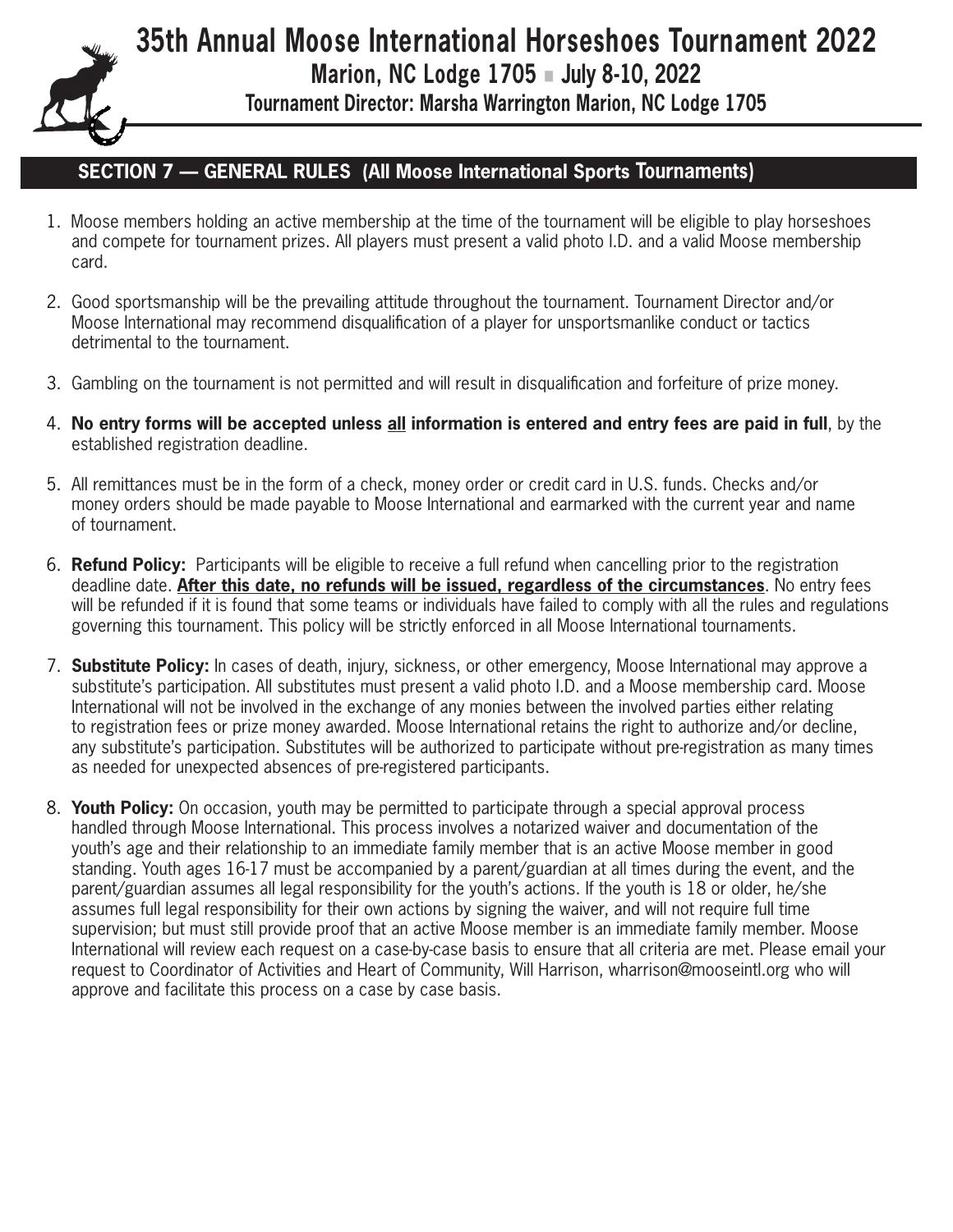# 35th Annual Moose International Horseshoes Tournament 2022

**Marion, NC Lodge 1705 ■ July 8-10, 2022**

**Tournament Director: Marsha Warrington Marion, NC Lodge 1705**

## SECTION 7 — GENERAL RULES (All Moose International Sports Tournaments)

1. Moose members holding an active membership at the time of the tournament will be eligible to play horseshoes and compete for tournament prizes. All players must present a valid photo I.D. and a valid Moose membership card.

2. Good sportsmanship will be the prevailing attitude throughout the tournament. Tournament Director and/or Moose International may recommend disqualification of a player for unsportsmanlike conduct or tactics detrimental to the tournament.

3. Gambling on the tournament is not permitted and will result in disqualification and forfeiture of prize money.

4. **No entry forms will be accepted unless <u>all</u> information is entered and entry fees are paid in full**, by the established registration deadline.

5. All remittances must be in the form of a check, money order or credit card in U.S. funds. Checks and/or money orders should be made payable to Moose International and earmarked with the current year and name of tournament.

6. **Refund Policy:** Participants will be eligible to receive a full refund when cancelling prior to the registration deadline date. **<u>After this date, no refunds will be issued, regardless of the circumstances</u>**. No entry fees will be refunded if it is found that some teams or individuals have failed to comply with all the rules and regulations governing this tournament. This policy will be strictly enforced in all Moose International tournaments.

7. **Substitute Policy:** In cases of death, injury, sickness, or other emergency, Moose International may approve a substitute's participation. All substitutes must present a valid photo I.D. and a Moose membership card. Moose International will not be involved in the exchange of any monies between the involved parties either relating to registration fees or prize money awarded. Moose International retains the right to authorize and/or decline, any substitute's participation. Substitutes will be authorized to participate without pre-registration as many times as needed for unexpected absences of pre-registered participants.

8. **Youth Policy:** On occasion, youth may be permitted to participate through a special approval process handled through Moose International. This process involves a notarized waiver and documentation of the youth's age and their relationship to an immediate family member that is an active Moose member in good standing. Youth ages 16-17 must be accompanied by a parent/guardian at all times during the event, and the parent/guardian assumes all legal responsibility for the youth's actions. If the youth is 18 or older, he/she assumes full legal responsibility for their own actions by signing the waiver, and will not require full time supervision; but must still provide proof that an active Moose member is an immediate family member. Moose International will review each request on a case-by-case basis to ensure that all criteria are met. Please email your request to Coordinator of Activities and Heart of Community, Will Harrison, wharrison@mooseintl.org who will approve and facilitate this process on a case by case basis.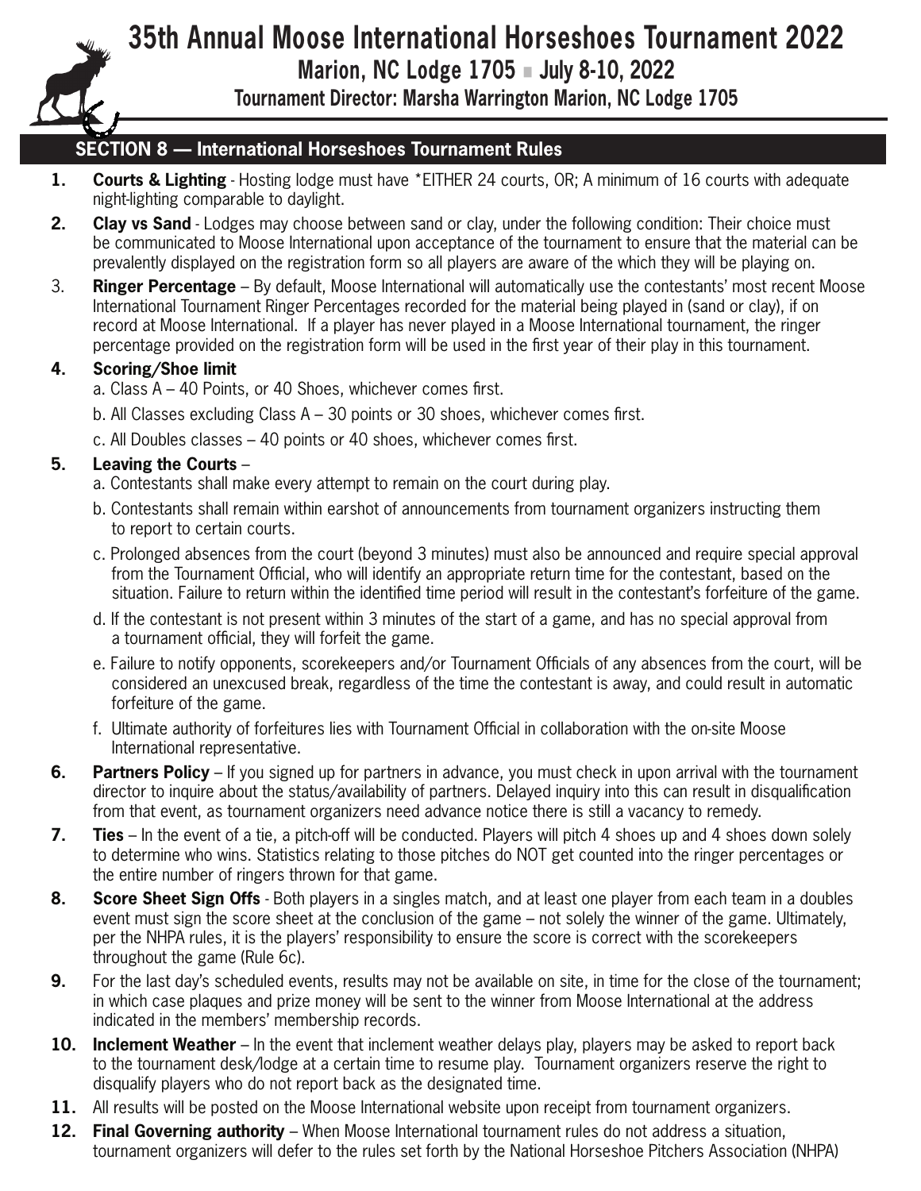# 35th Annual Moose International Horseshoes Tournament 2022

**Marion, NC Lodge 1705 ■ July 8-10, 2022**

**Tournament Director: Marsha Warrington Marion, NC Lodge 1705**

## SECTION 8 — International Horseshoes Tournament Rules

1. **Courts & Lighting** - Hosting lodge must have *EITHER 24 courts, OR; A minimum of 16 courts with adequate night-lighting comparable to daylight.
2. **Clay vs Sand** - Lodges may choose between sand or clay, under the following condition: Their choice must be communicated to Moose International upon acceptance of the tournament to ensure that the material can be prevalently displayed on the registration form so all players are aware of the which they will be playing on.
3. **Ringer Percentage** – By default, Moose International will automatically use the contestants' most recent Moose International Tournament Ringer Percentages recorded for the material being played in (sand or clay), if on record at Moose International. If a player has never played in a Moose International tournament, the ringer percentage provided on the registration form will be used in the first year of their play in this tournament.
4. **Scoring/Shoe limit**
   a. Class A – 40 Points, or 40 Shoes, whichever comes first.
   b. All Classes excluding Class A – 30 points or 30 shoes, whichever comes first.
   c. All Doubles classes – 40 points or 40 shoes, whichever comes first.
5. **Leaving the Courts** –
   a. Contestants shall make every attempt to remain on the court during play.
   b. Contestants shall remain within earshot of announcements from tournament organizers instructing them to report to certain courts.
   c. Prolonged absences from the court (beyond 3 minutes) must also be announced and require special approval from the Tournament Official, who will identify an appropriate return time for the contestant, based on the situation. Failure to return within the identified time period will result in the contestant's forfeiture of the game.
   d. If the contestant is not present within 3 minutes of the start of a game, and has no special approval from a tournament official, they will forfeit the game.
   e. Failure to notify opponents, scorekeepers and/or Tournament Officials of any absences from the court, will be considered an unexcused break, regardless of the time the contestant is away, and could result in automatic forfeiture of the game.
   f. Ultimate authority of forfeitures lies with Tournament Official in collaboration with the on-site Moose International representative.
6. **Partners Policy** – If you signed up for partners in advance, you must check in upon arrival with the tournament director to inquire about the status/availability of partners. Delayed inquiry into this can result in disqualification from that event, as tournament organizers need advance notice there is still a vacancy to remedy.
7. **Ties** – In the event of a tie, a pitch-off will be conducted. Players will pitch 4 shoes up and 4 shoes down solely to determine who wins. Statistics relating to those pitches do NOT get counted into the ringer percentages or the entire number of ringers thrown for that game.
8. **Score Sheet Sign Offs** - Both players in a singles match, and at least one player from each team in a doubles event must sign the score sheet at the conclusion of the game – not solely the winner of the game. Ultimately, per the NHPA rules, it is the players' responsibility to ensure the score is correct with the scorekeepers throughout the game (Rule 6c).
9. For the last day's scheduled events, results may not be available on site, in time for the close of the tournament; in which case plaques and prize money will be sent to the winner from Moose International at the address indicated in the members' membership records.
10. **Inclement Weather** – In the event that inclement weather delays play, players may be asked to report back to the tournament desk/lodge at a certain time to resume play. Tournament organizers reserve the right to disqualify players who do not report back as the designated time.
11. All results will be posted on the Moose International website upon receipt from tournament organizers.
12. **Final Governing authority** – When Moose International tournament rules do not address a situation, tournament organizers will defer to the rules set forth by the National Horseshoe Pitchers Association (NHPA)